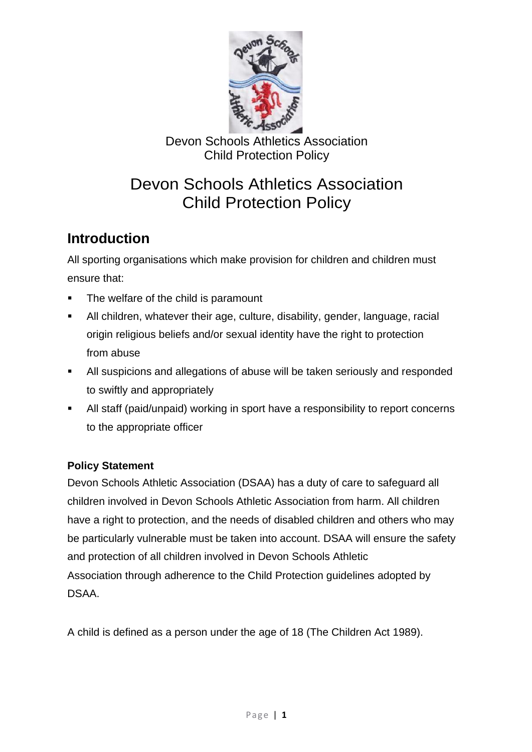Devon Schools Athletics Association
Child Protection Policy

# Devon Schools Athletics Association Child Protection Policy

## Introduction

All sporting organisations which make provision for children and children must ensure that:

- The welfare of the child is paramount
- All children, whatever their age, culture, disability, gender, language, racial origin religious beliefs and/or sexual identity have the right to protection from abuse
- All suspicions and allegations of abuse will be taken seriously and responded to swiftly and appropriately
- All staff (paid/unpaid) working in sport have a responsibility to report concerns to the appropriate officer

**Policy Statement**

Devon Schools Athletic Association (DSAA) has a duty of care to safeguard all children involved in Devon Schools Athletic Association from harm. All children have a right to protection, and the needs of disabled children and others who may be particularly vulnerable must be taken into account. DSAA will ensure the safety and protection of all children involved in Devon Schools Athletic Association through adherence to the Child Protection guidelines adopted by DSAA.

A child is defined as a person under the age of 18 (The Children Act 1989).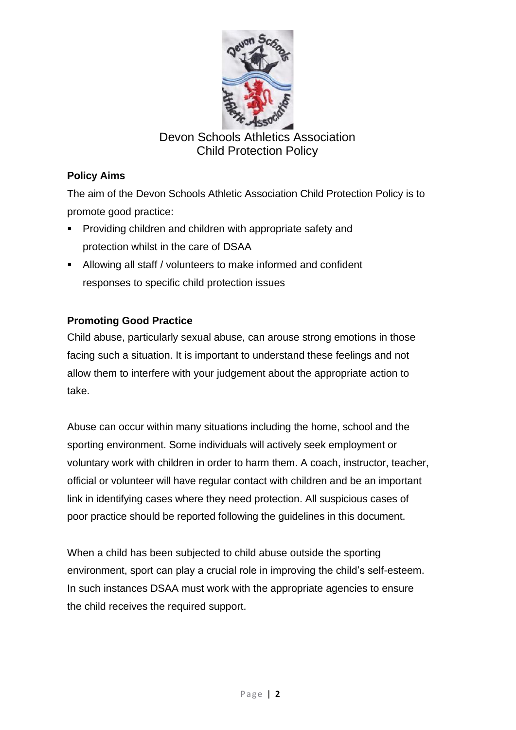# Devon Schools Athletics Association
# Child Protection Policy

**Policy Aims**

The aim of the Devon Schools Athletic Association Child Protection Policy is to promote good practice:

- Providing children and children with appropriate safety and protection whilst in the care of DSAA
- Allowing all staff / volunteers to make informed and confident responses to specific child protection issues

**Promoting Good Practice**

Child abuse, particularly sexual abuse, can arouse strong emotions in those facing such a situation. It is important to understand these feelings and not allow them to interfere with your judgement about the appropriate action to take.

Abuse can occur within many situations including the home, school and the sporting environment. Some individuals will actively seek employment or voluntary work with children in order to harm them. A coach, instructor, teacher, official or volunteer will have regular contact with children and be an important link in identifying cases where they need protection. All suspicious cases of poor practice should be reported following the guidelines in this document.

When a child has been subjected to child abuse outside the sporting environment, sport can play a crucial role in improving the child's self-esteem. In such instances DSAA must work with the appropriate agencies to ensure the child receives the required support.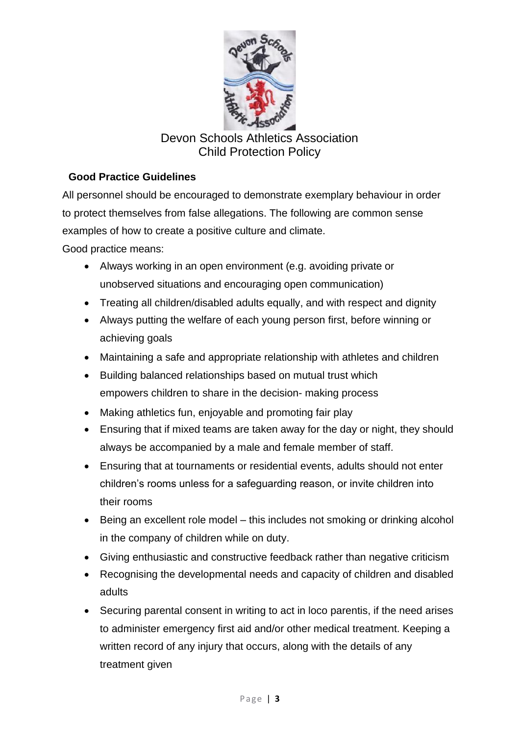Devon Schools Athletics Association
Child Protection Policy

**Good Practice Guidelines**

All personnel should be encouraged to demonstrate exemplary behaviour in order to protect themselves from false allegations. The following are common sense examples of how to create a positive culture and climate.

Good practice means:

- Always working in an open environment (e.g. avoiding private or unobserved situations and encouraging open communication)
- Treating all children/disabled adults equally, and with respect and dignity
- Always putting the welfare of each young person first, before winning or achieving goals
- Maintaining a safe and appropriate relationship with athletes and children
- Building balanced relationships based on mutual trust which empowers children to share in the decision- making process
- Making athletics fun, enjoyable and promoting fair play
- Ensuring that if mixed teams are taken away for the day or night, they should always be accompanied by a male and female member of staff.
- Ensuring that at tournaments or residential events, adults should not enter children's rooms unless for a safeguarding reason, or invite children into their rooms
- Being an excellent role model – this includes not smoking or drinking alcohol in the company of children while on duty.
- Giving enthusiastic and constructive feedback rather than negative criticism
- Recognising the developmental needs and capacity of children and disabled adults
- Securing parental consent in writing to act in loco parentis, if the need arises to administer emergency first aid and/or other medical treatment. Keeping a written record of any injury that occurs, along with the details of any treatment given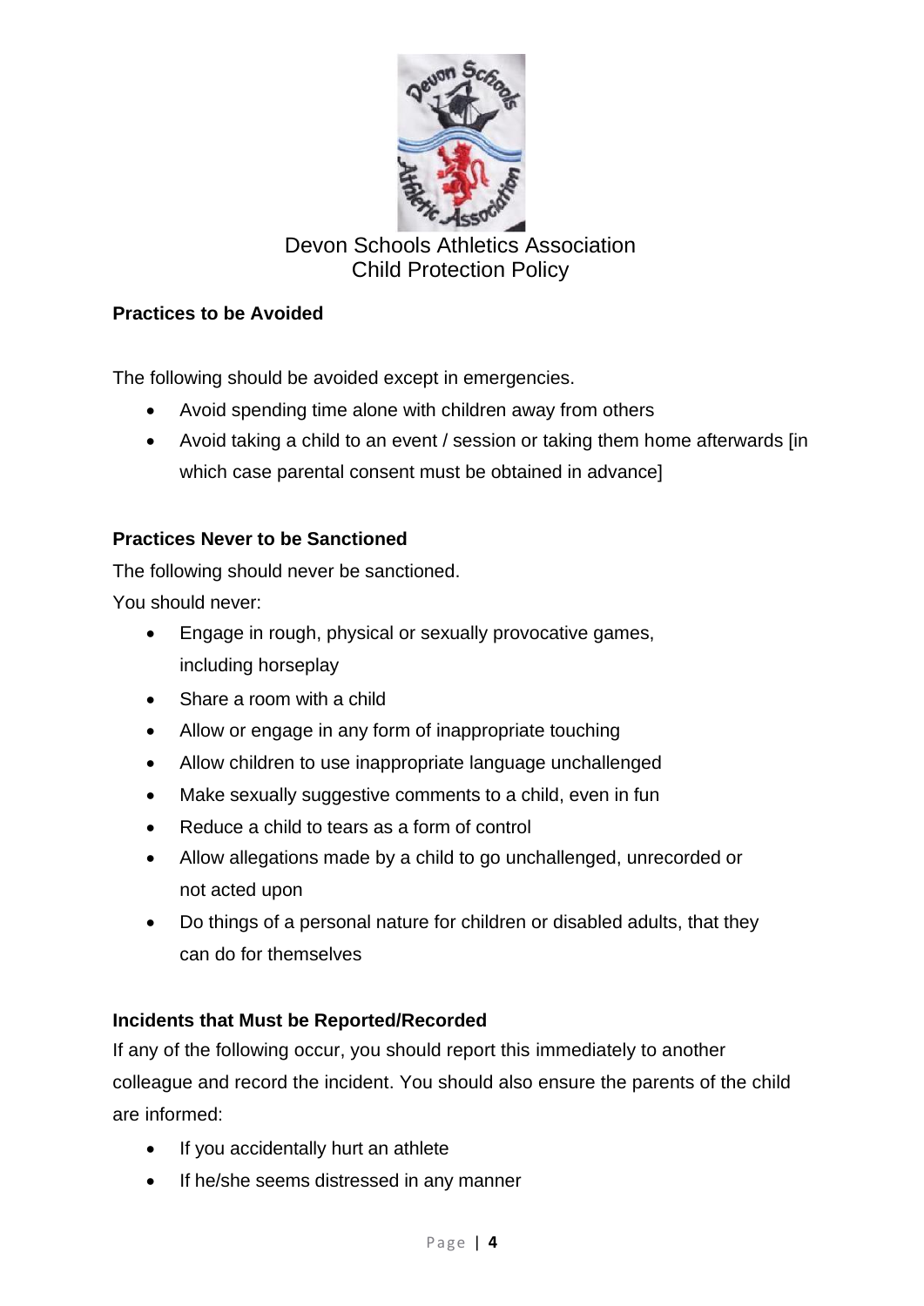Devon Schools Athletics Association
Child Protection Policy

**Practices to be Avoided**

The following should be avoided except in emergencies.

- Avoid spending time alone with children away from others
- Avoid taking a child to an event / session or taking them home afterwards [in which case parental consent must be obtained in advance]

**Practices Never to be Sanctioned**

The following should never be sanctioned.
You should never:

- Engage in rough, physical or sexually provocative games, including horseplay
- Share a room with a child
- Allow or engage in any form of inappropriate touching
- Allow children to use inappropriate language unchallenged
- Make sexually suggestive comments to a child, even in fun
- Reduce a child to tears as a form of control
- Allow allegations made by a child to go unchallenged, unrecorded or not acted upon
- Do things of a personal nature for children or disabled adults, that they can do for themselves

**Incidents that Must be Reported/Recorded**

If any of the following occur, you should report this immediately to another colleague and record the incident. You should also ensure the parents of the child are informed:

- If you accidentally hurt an athlete
- If he/she seems distressed in any manner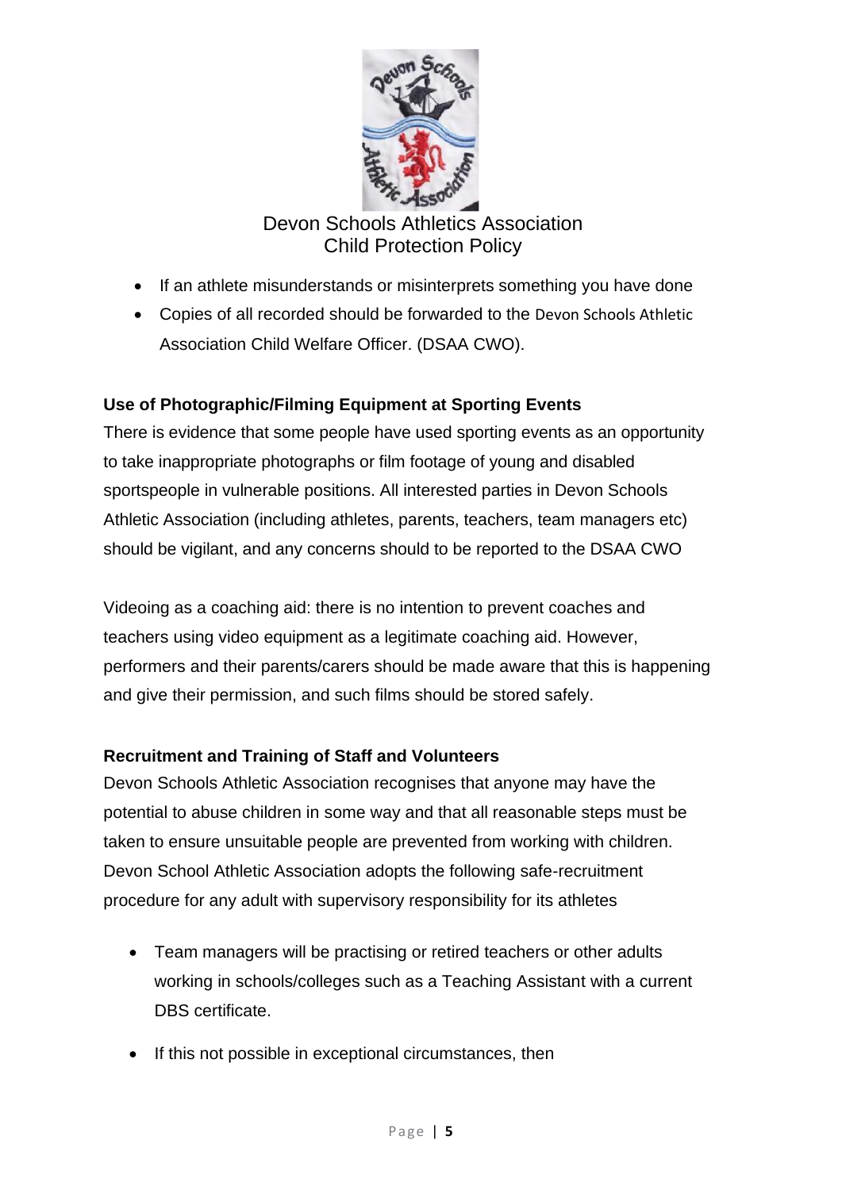- If an athlete misunderstands or misinterprets something you have done
- Copies of all recorded should be forwarded to the Devon Schools Athletic Association Child Welfare Officer. (DSAA CWO).

**Use of Photographic/Filming Equipment at Sporting Events**

There is evidence that some people have used sporting events as an opportunity to take inappropriate photographs or film footage of young and disabled sportspeople in vulnerable positions. All interested parties in Devon Schools Athletic Association (including athletes, parents, teachers, team managers etc) should be vigilant, and any concerns should to be reported to the DSAA CWO

Videoing as a coaching aid: there is no intention to prevent coaches and teachers using video equipment as a legitimate coaching aid. However, performers and their parents/carers should be made aware that this is happening and give their permission, and such films should be stored safely.

**Recruitment and Training of Staff and Volunteers**

Devon Schools Athletic Association recognises that anyone may have the potential to abuse children in some way and that all reasonable steps must be taken to ensure unsuitable people are prevented from working with children. Devon School Athletic Association adopts the following safe-recruitment procedure for any adult with supervisory responsibility for its athletes

- Team managers will be practising or retired teachers or other adults working in schools/colleges such as a Teaching Assistant with a current DBS certificate.
- If this not possible in exceptional circumstances, then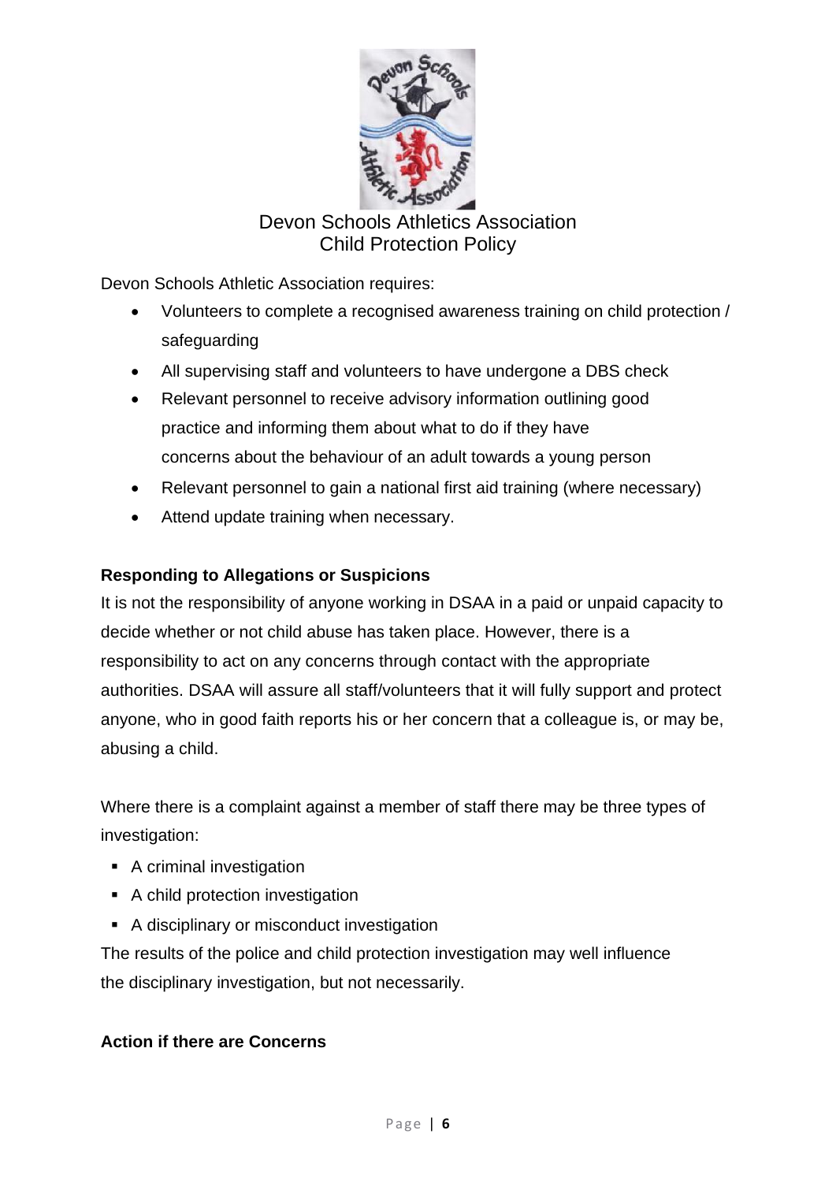Devon Schools Athletics Association
Child Protection Policy

Devon Schools Athletic Association requires:

- Volunteers to complete a recognised awareness training on child protection / safeguarding
- All supervising staff and volunteers to have undergone a DBS check
- Relevant personnel to receive advisory information outlining good practice and informing them about what to do if they have concerns about the behaviour of an adult towards a young person
- Relevant personnel to gain a national first aid training (where necessary)
- Attend update training when necessary.

**Responding to Allegations or Suspicions**

It is not the responsibility of anyone working in DSAA in a paid or unpaid capacity to decide whether or not child abuse has taken place. However, there is a responsibility to act on any concerns through contact with the appropriate authorities. DSAA will assure all staff/volunteers that it will fully support and protect anyone, who in good faith reports his or her concern that a colleague is, or may be, abusing a child.

Where there is a complaint against a member of staff there may be three types of investigation:

- A criminal investigation
- A child protection investigation
- A disciplinary or misconduct investigation

The results of the police and child protection investigation may well influence the disciplinary investigation, but not necessarily.

**Action if there are Concerns**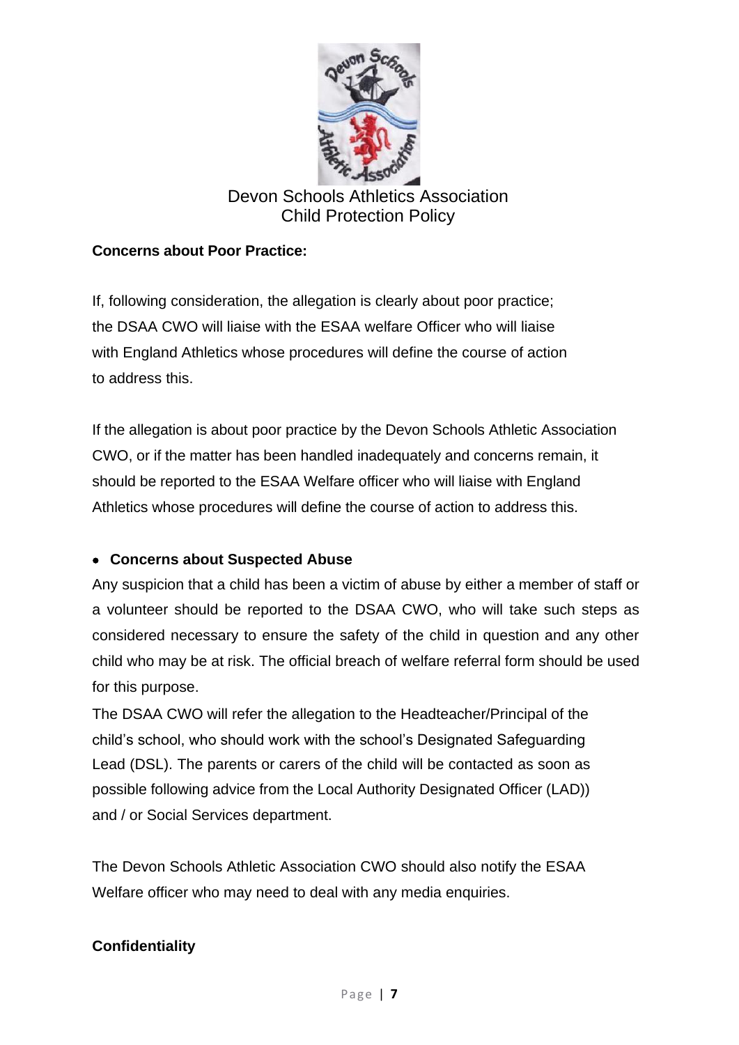Devon Schools Athletics Association
Child Protection Policy

**Concerns about Poor Practice:**

If, following consideration, the allegation is clearly about poor practice; the DSAA CWO will liaise with the ESAA welfare Officer who will liaise with England Athletics whose procedures will define the course of action to address this.

If the allegation is about poor practice by the Devon Schools Athletic Association CWO, or if the matter has been handled inadequately and concerns remain, it should be reported to the ESAA Welfare officer who will liaise with England Athletics whose procedures will define the course of action to address this.

- **Concerns about Suspected Abuse**

Any suspicion that a child has been a victim of abuse by either a member of staff or a volunteer should be reported to the DSAA CWO, who will take such steps as considered necessary to ensure the safety of the child in question and any other child who may be at risk. The official breach of welfare referral form should be used for this purpose.

The DSAA CWO will refer the allegation to the Headteacher/Principal of the child's school, who should work with the school's Designated Safeguarding Lead (DSL). The parents or carers of the child will be contacted as soon as possible following advice from the Local Authority Designated Officer (LAD)) and / or Social Services department.

The Devon Schools Athletic Association CWO should also notify the ESAA Welfare officer who may need to deal with any media enquiries.

**Confidentiality**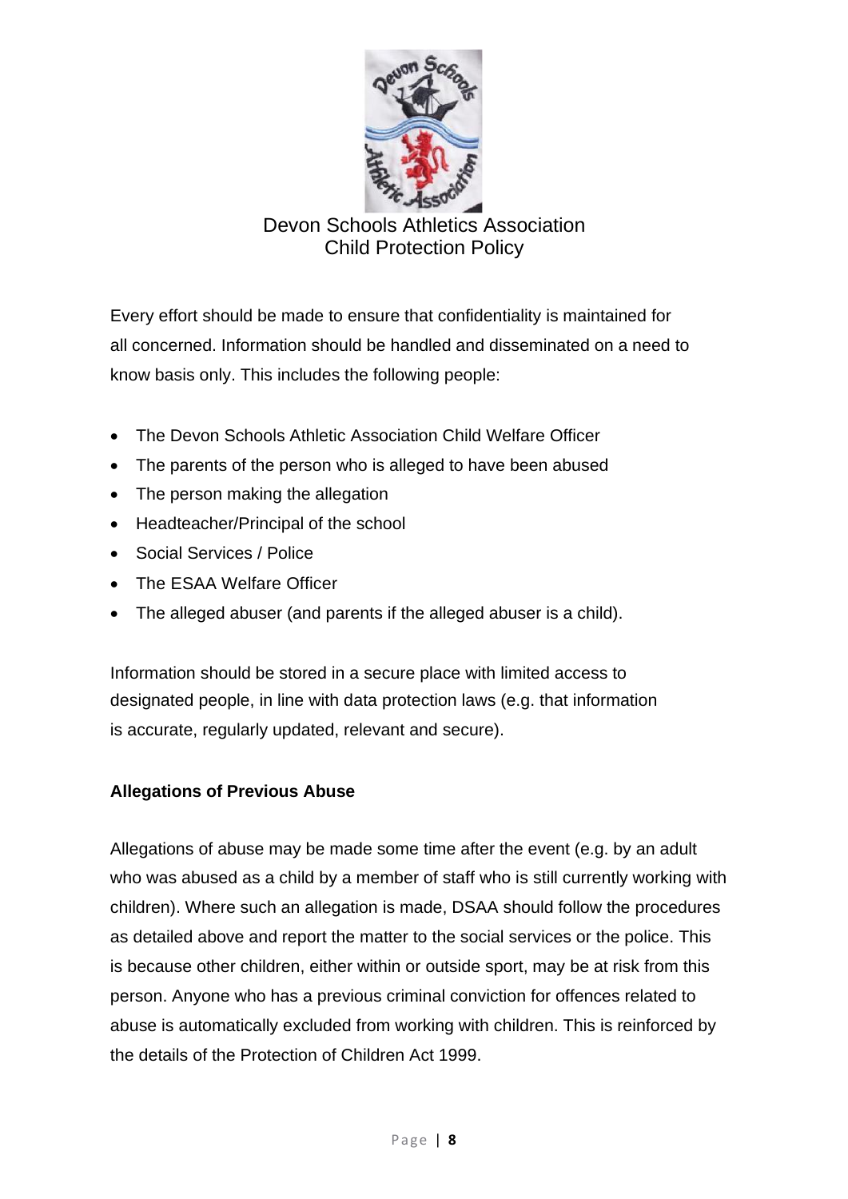Devon Schools Athletics Association
Child Protection Policy

Every effort should be made to ensure that confidentiality is maintained for all concerned. Information should be handled and disseminated on a need to know basis only. This includes the following people:

- The Devon Schools Athletic Association Child Welfare Officer
- The parents of the person who is alleged to have been abused
- The person making the allegation
- Headteacher/Principal of the school
- Social Services / Police
- The ESAA Welfare Officer
- The alleged abuser (and parents if the alleged abuser is a child).

Information should be stored in a secure place with limited access to designated people, in line with data protection laws (e.g. that information is accurate, regularly updated, relevant and secure).

**Allegations of Previous Abuse**

Allegations of abuse may be made some time after the event (e.g. by an adult who was abused as a child by a member of staff who is still currently working with children). Where such an allegation is made, DSAA should follow the procedures as detailed above and report the matter to the social services or the police. This is because other children, either within or outside sport, may be at risk from this person. Anyone who has a previous criminal conviction for offences related to abuse is automatically excluded from working with children. This is reinforced by the details of the Protection of Children Act 1999.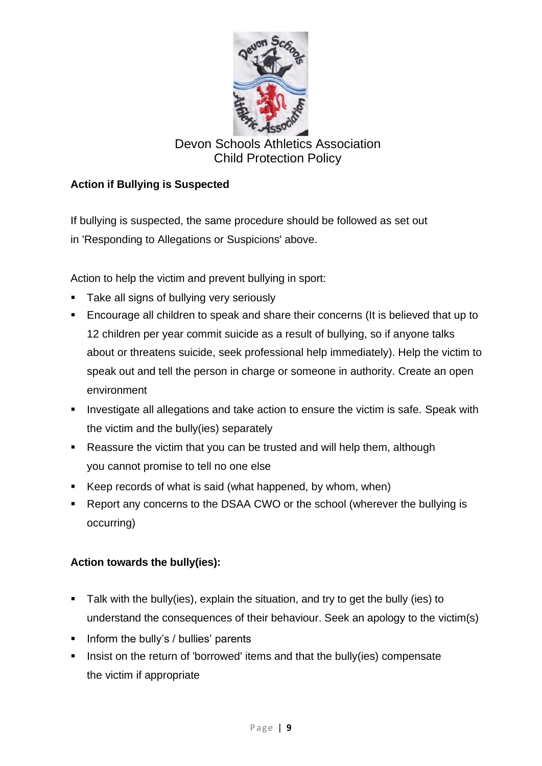Devon Schools Athletics Association
Child Protection Policy

**Action if Bullying is Suspected**

If bullying is suspected, the same procedure should be followed as set out in 'Responding to Allegations or Suspicions' above.

Action to help the victim and prevent bullying in sport:

- Take all signs of bullying very seriously
- Encourage all children to speak and share their concerns (It is believed that up to 12 children per year commit suicide as a result of bullying, so if anyone talks about or threatens suicide, seek professional help immediately). Help the victim to speak out and tell the person in charge or someone in authority. Create an open environment
- Investigate all allegations and take action to ensure the victim is safe. Speak with the victim and the bully(ies) separately
- Reassure the victim that you can be trusted and will help them, although you cannot promise to tell no one else
- Keep records of what is said (what happened, by whom, when)
- Report any concerns to the DSAA CWO or the school (wherever the bullying is occurring)

**Action towards the bully(ies):**

- Talk with the bully(ies), explain the situation, and try to get the bully (ies) to understand the consequences of their behaviour. Seek an apology to the victim(s)
- Inform the bully's / bullies' parents
- Insist on the return of 'borrowed' items and that the bully(ies) compensate the victim if appropriate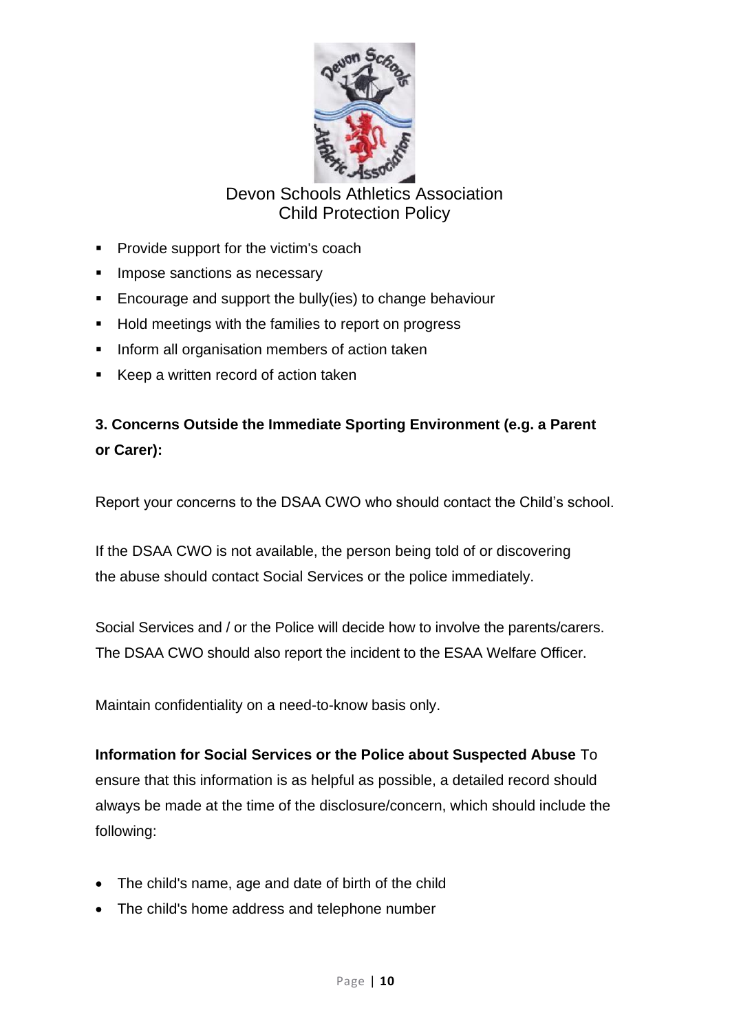- Provide support for the victim's coach
- Impose sanctions as necessary
- Encourage and support the bully(ies) to change behaviour
- Hold meetings with the families to report on progress
- Inform all organisation members of action taken
- Keep a written record of action taken

**3. Concerns Outside the Immediate Sporting Environment (e.g. a Parent or Carer):**

Report your concerns to the DSAA CWO who should contact the Child's school.

If the DSAA CWO is not available, the person being told of or discovering the abuse should contact Social Services or the police immediately.

Social Services and / or the Police will decide how to involve the parents/carers. The DSAA CWO should also report the incident to the ESAA Welfare Officer.

Maintain confidentiality on a need-to-know basis only.

**Information for Social Services or the Police about Suspected Abuse** To ensure that this information is as helpful as possible, a detailed record should always be made at the time of the disclosure/concern, which should include the following:

- The child's name, age and date of birth of the child
- The child's home address and telephone number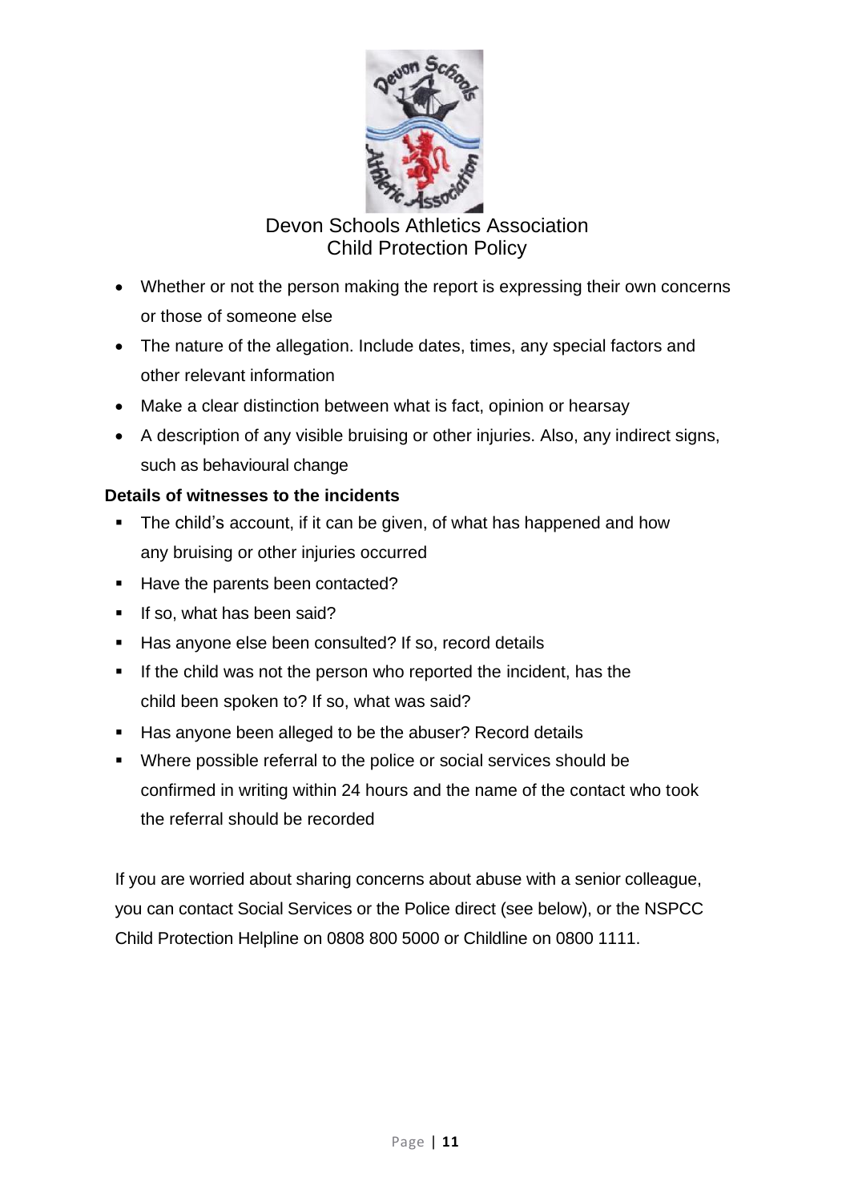- Whether or not the person making the report is expressing their own concerns or those of someone else
- The nature of the allegation. Include dates, times, any special factors and other relevant information
- Make a clear distinction between what is fact, opinion or hearsay
- A description of any visible bruising or other injuries. Also, any indirect signs, such as behavioural change

**Details of witnesses to the incidents**

- The child's account, if it can be given, of what has happened and how any bruising or other injuries occurred
- Have the parents been contacted?
- If so, what has been said?
- Has anyone else been consulted? If so, record details
- If the child was not the person who reported the incident, has the child been spoken to? If so, what was said?
- Has anyone been alleged to be the abuser? Record details
- Where possible referral to the police or social services should be confirmed in writing within 24 hours and the name of the contact who took the referral should be recorded

If you are worried about sharing concerns about abuse with a senior colleague, you can contact Social Services or the Police direct (see below), or the NSPCC Child Protection Helpline on 0808 800 5000 or Childline on 0800 1111.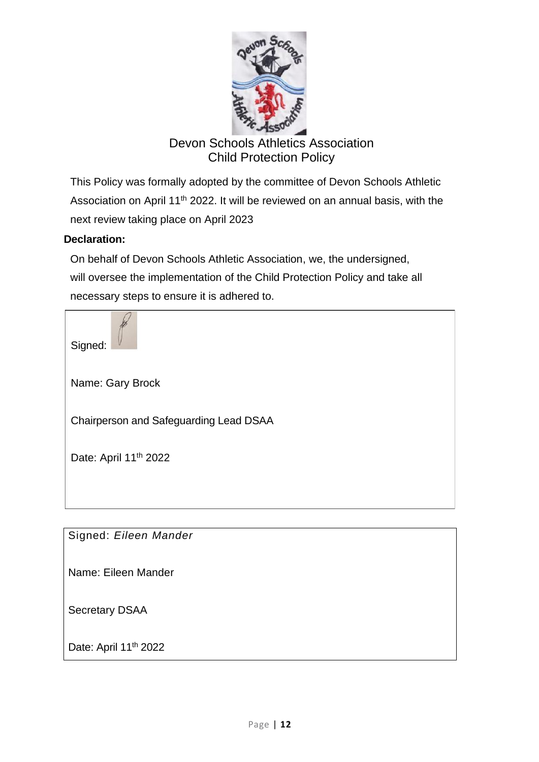# Devon Schools Athletics Association
# Child Protection Policy

This Policy was formally adopted by the committee of Devon Schools Athletic Association on April 11th 2022. It will be reviewed on an annual basis, with the next review taking place on April 2023

**Declaration:**

On behalf of Devon Schools Athletic Association, we, the undersigned, will oversee the implementation of the Child Protection Policy and take all necessary steps to ensure it is adhered to.

Signed:

Name: Gary Brock

Chairperson and Safeguarding Lead DSAA

Date: April 11th 2022

Signed: *Eileen Mander*

Name: Eileen Mander

Secretary DSAA

Date: April 11th 2022